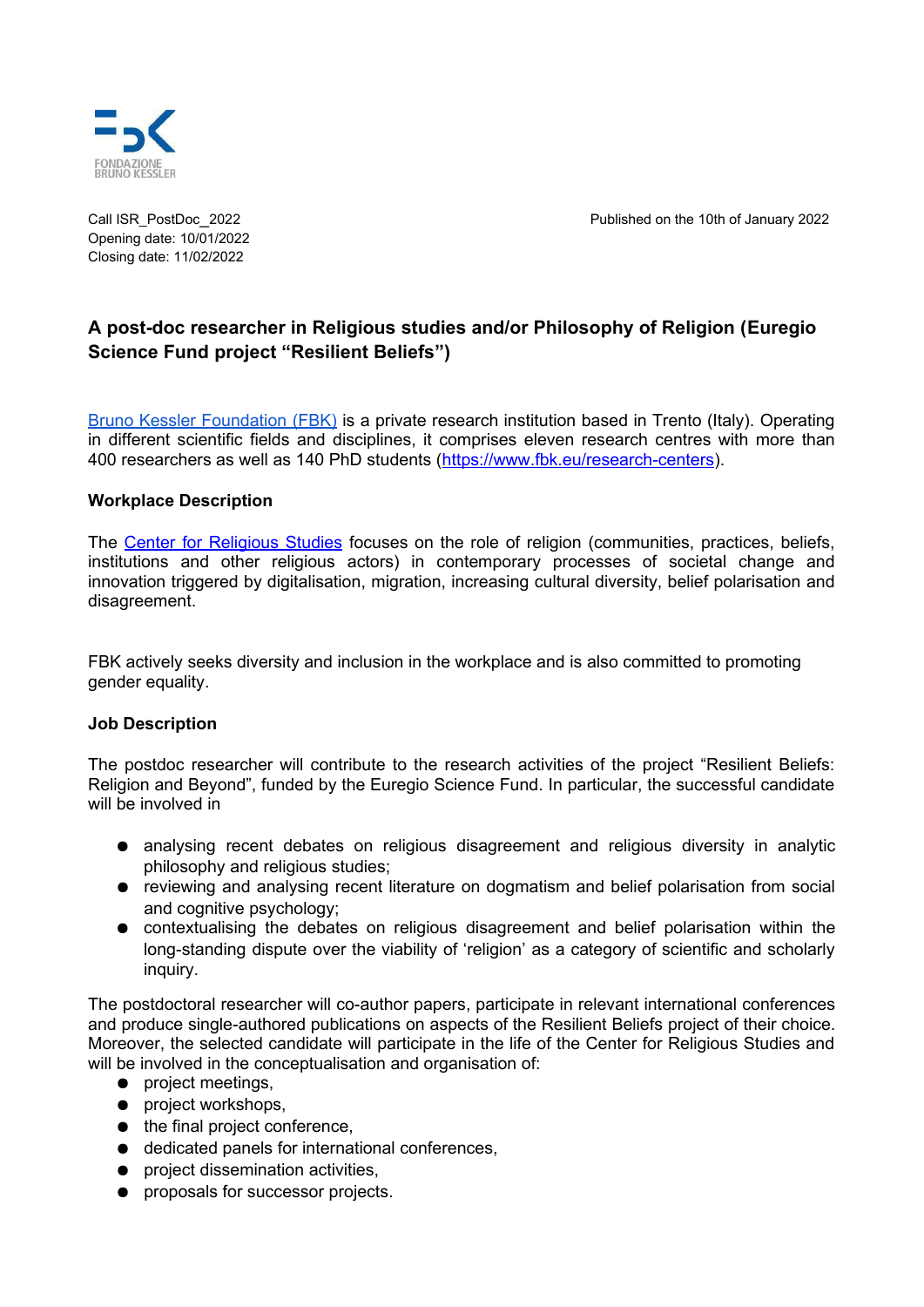FONDAZIONE BRUNO KESSLER

Call ISR_PostDoc_2022
Opening date: 10/01/2022
Closing date: 11/02/2022

Published on the 10th of January 2022

# A post-doc researcher in Religious studies and/or Philosophy of Religion (Euregio Science Fund project "Resilient Beliefs")

Bruno Kessler Foundation (FBK) is a private research institution based in Trento (Italy). Operating in different scientific fields and disciplines, it comprises eleven research centres with more than 400 researchers as well as 140 PhD students (https://www.fbk.eu/research-centers).

## Workplace Description

The Center for Religious Studies focuses on the role of religion (communities, practices, beliefs, institutions and other religious actors) in contemporary processes of societal change and innovation triggered by digitalisation, migration, increasing cultural diversity, belief polarisation and disagreement.

FBK actively seeks diversity and inclusion in the workplace and is also committed to promoting gender equality.

## Job Description

The postdoc researcher will contribute to the research activities of the project "Resilient Beliefs: Religion and Beyond", funded by the Euregio Science Fund. In particular, the successful candidate will be involved in

- analysing recent debates on religious disagreement and religious diversity in analytic philosophy and religious studies;
- reviewing and analysing recent literature on dogmatism and belief polarisation from social and cognitive psychology;
- contextualising the debates on religious disagreement and belief polarisation within the long-standing dispute over the viability of 'religion' as a category of scientific and scholarly inquiry.

The postdoctoral researcher will co-author papers, participate in relevant international conferences and produce single-authored publications on aspects of the Resilient Beliefs project of their choice. Moreover, the selected candidate will participate in the life of the Center for Religious Studies and will be involved in the conceptualisation and organisation of:

- project meetings,
- project workshops,
- the final project conference,
- dedicated panels for international conferences,
- project dissemination activities,
- proposals for successor projects.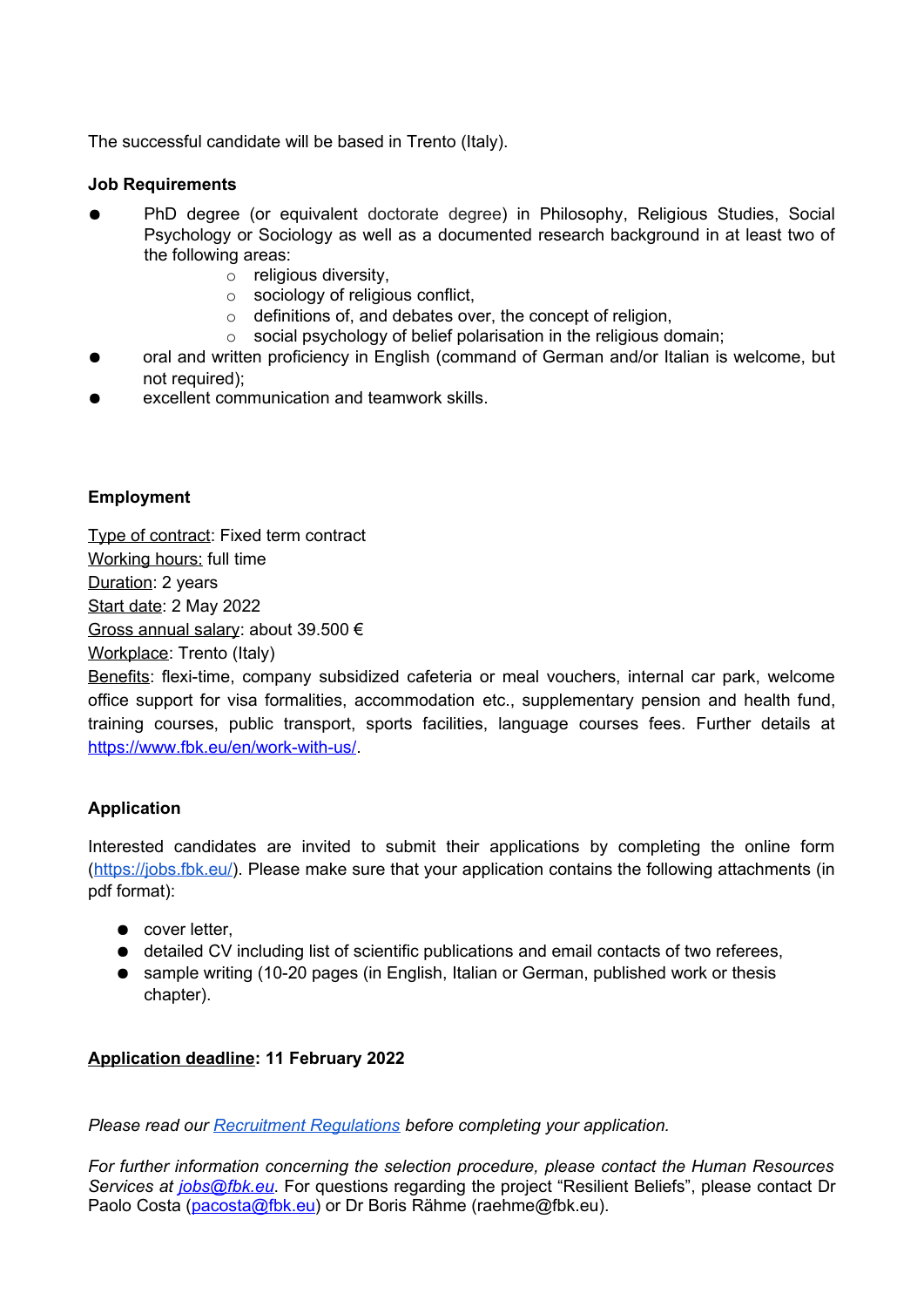The successful candidate will be based in Trento (Italy).

**Job Requirements**

- PhD degree (or equivalent doctorate degree) in Philosophy, Religious Studies, Social Psychology or Sociology as well as a documented research background in at least two of the following areas:
  - religious diversity,
  - sociology of religious conflict,
  - definitions of, and debates over, the concept of religion,
  - social psychology of belief polarisation in the religious domain;
- oral and written proficiency in English (command of German and/or Italian is welcome, but not required);
- excellent communication and teamwork skills.

**Employment**

Type of contract: Fixed term contract
Working hours: full time
Duration: 2 years
Start date: 2 May 2022
Gross annual salary: about 39.500 €
Workplace: Trento (Italy)
Benefits: flexi-time, company subsidized cafeteria or meal vouchers, internal car park, welcome office support for visa formalities, accommodation etc., supplementary pension and health fund, training courses, public transport, sports facilities, language courses fees. Further details at https://www.fbk.eu/en/work-with-us/.

**Application**

Interested candidates are invited to submit their applications by completing the online form (https://jobs.fbk.eu/). Please make sure that your application contains the following attachments (in pdf format):

- cover letter,
- detailed CV including list of scientific publications and email contacts of two referees,
- sample writing (10-20 pages (in English, Italian or German, published work or thesis chapter).

**Application deadline: 11 February 2022**

*Please read our Recruitment Regulations before completing your application.*

*For further information concerning the selection procedure, please contact the Human Resources Services at jobs@fbk.eu.* For questions regarding the project "Resilient Beliefs", please contact Dr Paolo Costa (pacosta@fbk.eu) or Dr Boris Rähme (raehme@fbk.eu).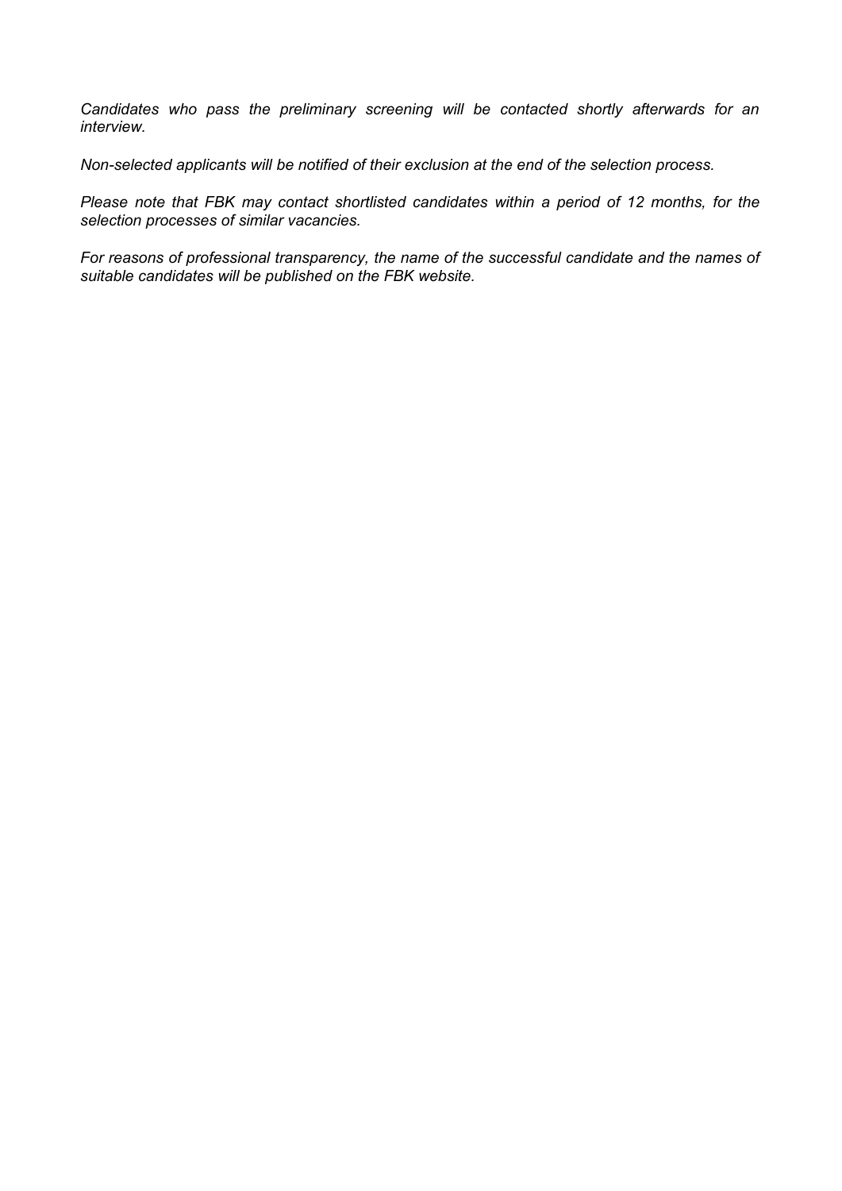*Candidates who pass the preliminary screening will be contacted shortly afterwards for an interview.*

*Non-selected applicants will be notified of their exclusion at the end of the selection process.*

*Please note that FBK may contact shortlisted candidates within a period of 12 months, for the selection processes of similar vacancies.*

*For reasons of professional transparency, the name of the successful candidate and the names of suitable candidates will be published on the FBK website.*